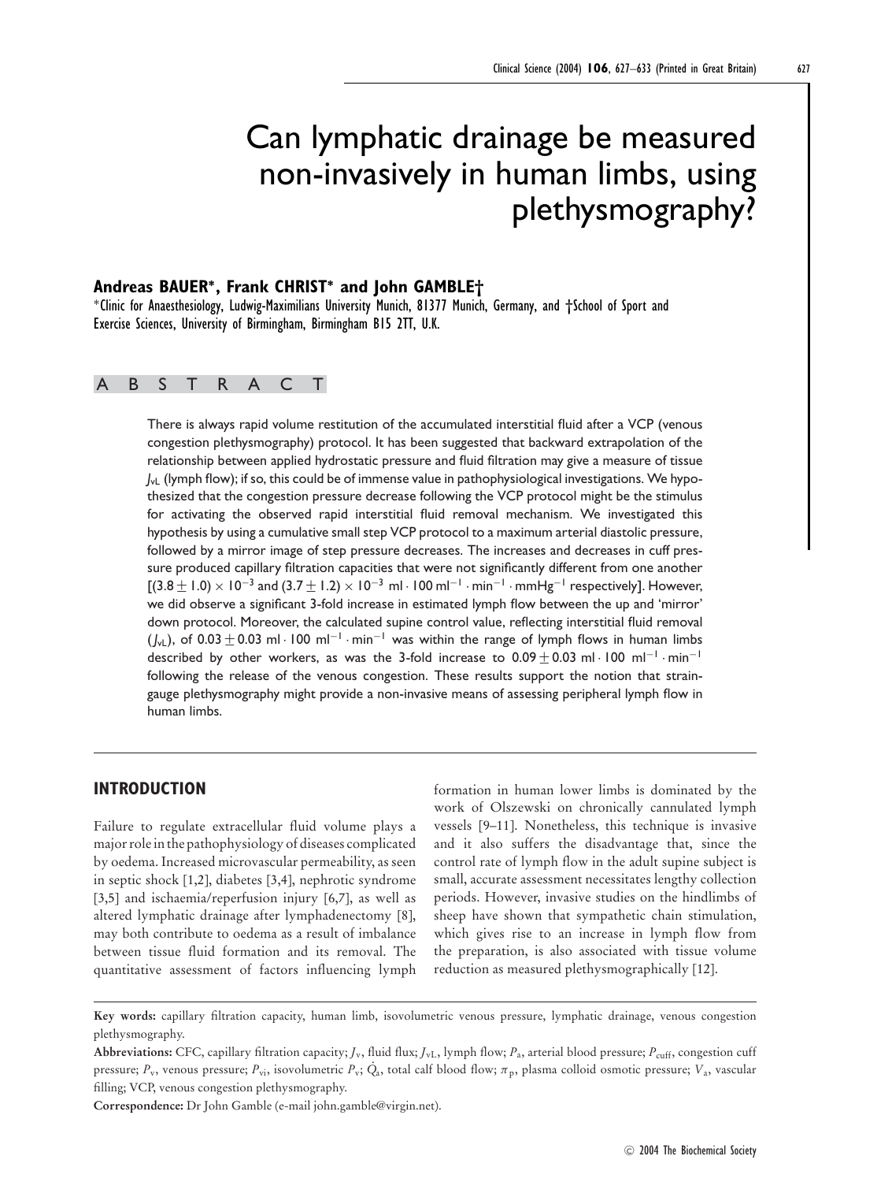# Can lymphatic drainage be measured non-invasively in human limbs, using plethysmography?

**Andreas BAUER\*, Frank CHRIST\* and John GAMBLE†**

\*Clinic for Anaesthesiology, Ludwig-Maximilians University Munich, 81377 Munich, Germany, and †School of Sport and Exercise Sciences, University of Birmingham, Birmingham B15 2TT, U.K.

## ABSTRACT

There is always rapid volume restitution of the accumulated interstitial fluid after a VCP (venous congestion plethysmography) protocol. It has been suggested that backward extrapolation of the relationship between applied hydrostatic pressure and fluid filtration may give a measure of tissue $J_{vL}$ (lymph flow); if so, this could be of immense value in pathophysiological investigations. We hypothesized that the congestion pressure decrease following the VCP protocol might be the stimulus for activating the observed rapid interstitial fluid removal mechanism. We investigated this hypothesis by using a cumulative small step VCP protocol to a maximum arterial diastolic pressure, followed by a mirror image of step pressure decreases. The increases and decreases in cuff pressure produced capillary filtration capacities that were not significantly different from one another [$(3.8 \pm 1.0) \times 10^{-3}$ and $(3.7 \pm 1.2) \times 10^{-3}$ ml · 100 ml$^{-1}$ · min$^{-1}$ · mmHg$^{-1}$ respectively]. However, we did observe a significant 3-fold increase in estimated lymph flow between the up and 'mirror' down protocol. Moreover, the calculated supine control value, reflecting interstitial fluid removal ($J_{vL}$), of $0.03 \pm 0.03$ ml · 100 ml$^{-1}$ · min$^{-1}$ was within the range of lymph flows in human limbs described by other workers, as was the 3-fold increase to $0.09 \pm 0.03$ ml · 100 ml$^{-1}$ · min$^{-1}$ following the release of the venous congestion. These results support the notion that strain-gauge plethysmography might provide a non-invasive means of assessing peripheral lymph flow in human limbs.

## INTRODUCTION

Failure to regulate extracellular fluid volume plays a major role in the pathophysiology of diseases complicated by oedema. Increased microvascular permeability, as seen in septic shock [1,2], diabetes [3,4], nephrotic syndrome [3,5] and ischaemia/reperfusion injury [6,7], as well as altered lymphatic drainage after lymphadenectomy [8], may both contribute to oedema as a result of imbalance between tissue fluid formation and its removal. The quantitative assessment of factors influencing lymph formation in human lower limbs is dominated by the work of Olszewski on chronically cannulated lymph vessels [9–11]. Nonetheless, this technique is invasive and it also suffers the disadvantage that, since the control rate of lymph flow in the adult supine subject is small, accurate assessment necessitates lengthy collection periods. However, invasive studies on the hindlimbs of sheep have shown that sympathetic chain stimulation, which gives rise to an increase in lymph flow from the preparation, is also associated with tissue volume reduction as measured plethysmographically [12].

**Key words:** capillary filtration capacity, human limb, isovolumetric venous pressure, lymphatic drainage, venous congestion plethysmography.

**Abbreviations:** CFC, capillary filtration capacity; $J_v$, fluid flux; $J_{vL}$, lymph flow; $P_a$, arterial blood pressure; $P_{cuff}$, congestion cuff pressure; $P_v$, venous pressure; $P_{vi}$, isovolumetric $P_v$; $\dot{Q}_a$, total calf blood flow; $\pi_p$, plasma colloid osmotic pressure; $V_a$, vascular filling; VCP, venous congestion plethysmography.

**Correspondence:** Dr John Gamble (e-mail john.gamble@virgin.net).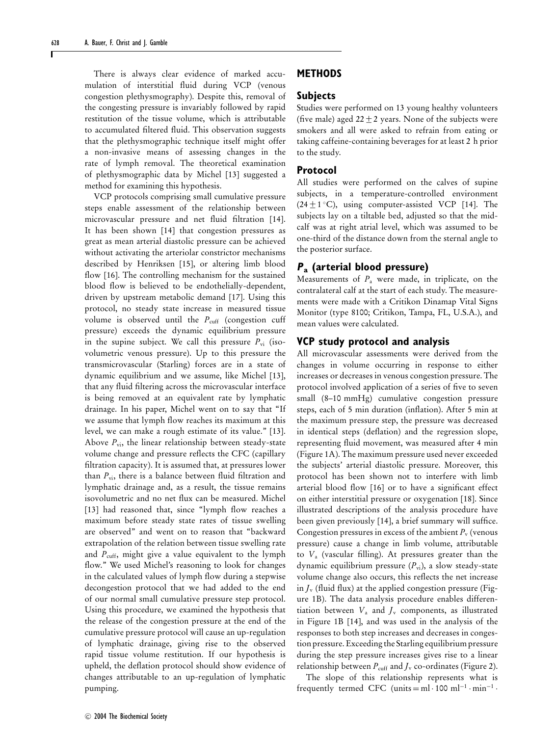There is always clear evidence of marked accumulation of interstitial fluid during VCP (venous congestion plethysmography). Despite this, removal of the congesting pressure is invariably followed by rapid restitution of the tissue volume, which is attributable to accumulated filtered fluid. This observation suggests that the plethysmographic technique itself might offer a non-invasive means of assessing changes in the rate of lymph removal. The theoretical examination of plethysmographic data by Michel [13] suggested a method for examining this hypothesis.

VCP protocols comprising small cumulative pressure steps enable assessment of the relationship between microvascular pressure and net fluid filtration [14]. It has been shown [14] that congestion pressures as great as mean arterial diastolic pressure can be achieved without activating the arteriolar constrictor mechanisms described by Henriksen [15], or altering limb blood flow [16]. The controlling mechanism for the sustained blood flow is believed to be endothelially-dependent, driven by upstream metabolic demand [17]. Using this protocol, no steady state increase in measured tissue volume is observed until the $P_{cuff}$ (congestion cuff pressure) exceeds the dynamic equilibrium pressure in the supine subject. We call this pressure $P_{vi}$ (isovolumetric venous pressure). Up to this pressure the transmicrovascular (Starling) forces are in a state of dynamic equilibrium and we assume, like Michel [13], that any fluid filtering across the microvascular interface is being removed at an equivalent rate by lymphatic drainage. In his paper, Michel went on to say that "If we assume that lymph flow reaches its maximum at this level, we can make a rough estimate of its value." [13]. Above $P_{vi}$, the linear relationship between steady-state volume change and pressure reflects the CFC (capillary filtration capacity). It is assumed that, at pressures lower than $P_{vi}$, there is a balance between fluid filtration and lymphatic drainage and, as a result, the tissue remains isovolumetric and no net flux can be measured. Michel [13] had reasoned that, since "lymph flow reaches a maximum before steady state rates of tissue swelling are observed" and went on to reason that "backward extrapolation of the relation between tissue swelling rate and $P_{cuff}$, might give a value equivalent to the lymph flow." We used Michel's reasoning to look for changes in the calculated values of lymph flow during a stepwise decongestion protocol that we had added to the end of our normal small cumulative pressure step protocol. Using this procedure, we examined the hypothesis that the release of the congestion pressure at the end of the cumulative pressure protocol will cause an up-regulation of lymphatic drainage, giving rise to the observed rapid tissue volume restitution. If our hypothesis is upheld, the deflation protocol should show evidence of changes attributable to an up-regulation of lymphatic pumping.

# METHODS

## Subjects

Studies were performed on 13 young healthy volunteers (five male) aged $22 \pm 2$ years. None of the subjects were smokers and all were asked to refrain from eating or taking caffeine-containing beverages for at least 2 h prior to the study.

## Protocol

All studies were performed on the calves of supine subjects, in a temperature-controlled environment ($24 \pm 1$ °C), using computer-assisted VCP [14]. The subjects lay on a tiltable bed, adjusted so that the mid-calf was at right atrial level, which was assumed to be one-third of the distance down from the sternal angle to the posterior surface.

## $P_a$ (arterial blood pressure)

Measurements of $P_a$ were made, in triplicate, on the contralateral calf at the start of each study. The measurements were made with a Critikon Dinamap Vital Signs Monitor (type 8100; Critikon, Tampa, FL, U.S.A.), and mean values were calculated.

## VCP study protocol and analysis

All microvascular assessments were derived from the changes in volume occurring in response to either increases or decreases in venous congestion pressure. The protocol involved application of a series of five to seven small (8–10 mmHg) cumulative congestion pressure steps, each of 5 min duration (inflation). After 5 min at the maximum pressure step, the pressure was decreased in identical steps (deflation) and the regression slope, representing fluid movement, was measured after 4 min (Figure 1A). The maximum pressure used never exceeded the subjects' arterial diastolic pressure. Moreover, this protocol has been shown not to interfere with limb arterial blood flow [16] or to have a significant effect on either interstitial pressure or oxygenation [18]. Since illustrated descriptions of the analysis procedure have been given previously [14], a brief summary will suffice. Congestion pressures in excess of the ambient $P_v$ (venous pressure) cause a change in limb volume, attributable to $V_a$ (vascular filling). At pressures greater than the dynamic equilibrium pressure ($P_{vi}$), a slow steady-state volume change also occurs, this reflects the net increase in $J_v$ (fluid flux) at the applied congestion pressure (Figure 1B). The data analysis procedure enables differentiation between $V_a$ and $J_v$ components, as illustrated in Figure 1B [14], and was used in the analysis of the responses to both step increases and decreases in congestion pressure. Exceeding the Starling equilibrium pressure during the step pressure increases gives rise to a linear relationship between $P_{cuff}$ and $J_v$ co-ordinates (Figure 2).

The slope of this relationship represents what is frequently termed CFC (units = $\text{ml} \cdot 100\ \text{ml}^{-1} \cdot \text{min}^{-1} \cdot$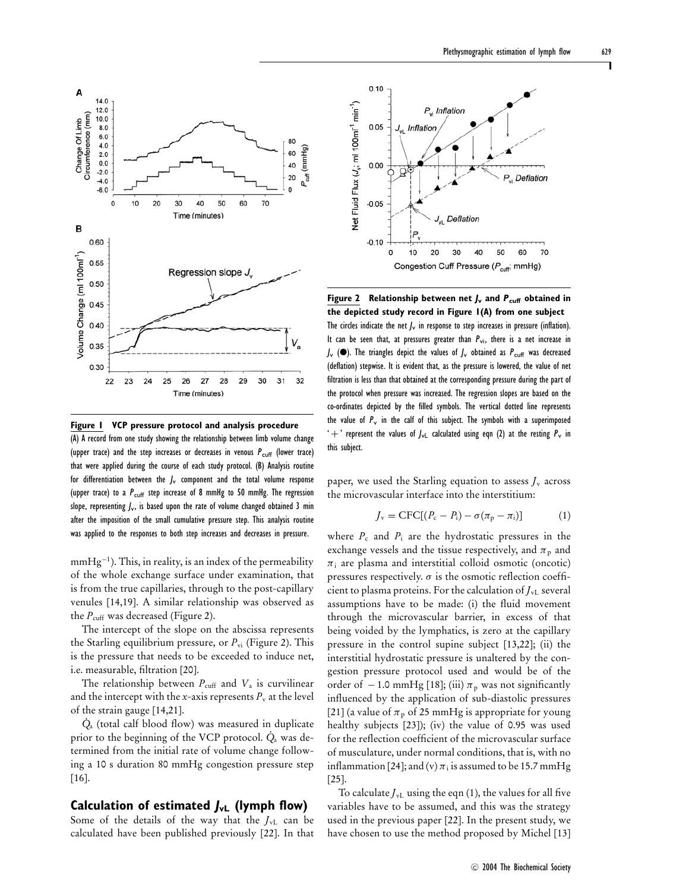**Figure 1 VCP pressure protocol and analysis procedure**

(A) A record from one study showing the relationship between limb volume change (upper trace) and the step increases or decreases in venous $P_{cuff}$ (lower trace) that were applied during the course of each study protocol. (B) Analysis routine for differentiation between the $J_v$ component and the total volume response (upper trace) to a $P_{cuff}$ step increase of 8 mmHg to 50 mmHg. The regression slope, representing $J_v$, is based upon the rate of volume changed obtained 3 min after the imposition of the small cumulative pressure step. This analysis routine was applied to the responses to both step increases and decreases in pressure.

$mmHg^{-1}$). This, in reality, is an index of the permeability of the whole exchange surface under examination, that is from the true capillaries, through to the post-capillary venules [14,19]. A similar relationship was observed as the $P_{cuff}$ was decreased (Figure 2).

The intercept of the slope on the abscissa represents the Starling equilibrium pressure, or $P_{vi}$ (Figure 2). This is the pressure that needs to be exceeded to induce net, i.e. measurable, filtration [20].

The relationship between $P_{cuff}$ and $V_a$ is curvilinear and the intercept with the *x*-axis represents $P_v$ at the level of the strain gauge [14,21].

$\dot{Q}_a$ (total calf blood flow) was measured in duplicate prior to the beginning of the VCP protocol. $\dot{Q}_a$ was determined from the initial rate of volume change following a 10 s duration 80 mmHg congestion pressure step [16].

## Calculation of estimated $J_{vL}$ (lymph flow)

Some of the details of the way that the $J_{vL}$ can be calculated have been published previously [22]. In that

**Figure 2 Relationship between net $J_v$ and $P_{cuff}$ obtained in the depicted study record in Figure 1(A) from one subject**

The circles indicate the net $J_v$ in response to step increases in pressure (inflation). It can be seen that, at pressures greater than $P_{vi}$, there is a net increase in $J_v$ (●). The triangles depict the values of $J_v$ obtained as $P_{cuff}$ was decreased (deflation) stepwise. It is evident that, as the pressure is lowered, the value of net filtration is less than that obtained at the corresponding pressure during the part of the protocol when pressure was increased. The regression slopes are based on the co-ordinates depicted by the filled symbols. The vertical dotted line represents the value of $P_v$ in the calf of this subject. The symbols with a superimposed '+' represent the values of $J_{vL}$ calculated using eqn (2) at the resting $P_v$ in this subject.

paper, we used the Starling equation to assess $J_v$ across the microvascular interface into the interstitium:

$$J_v = \mathrm{CFC}[(P_c - P_i) - \sigma(\pi_p - \pi_i)] \qquad (1)$$

where $P_c$ and $P_i$ are the hydrostatic pressures in the exchange vessels and the tissue respectively, and $\pi_p$ and $\pi_i$ are plasma and interstitial colloid osmotic (oncotic) pressures respectively. $\sigma$ is the osmotic reflection coefficient to plasma proteins. For the calculation of $J_{vL}$ several assumptions have to be made: (i) the fluid movement through the microvascular barrier, in excess of that being voided by the lymphatics, is zero at the capillary pressure in the control supine subject [13,22]; (ii) the interstitial hydrostatic pressure is unaltered by the congestion pressure protocol used and would be of the order of $-1.0$ mmHg [18]; (iii) $\pi_p$ was not significantly influenced by the application of sub-diastolic pressures [21] (a value of $\pi_p$ of 25 mmHg is appropriate for young healthy subjects [23]); (iv) the value of 0.95 was used for the reflection coefficient of the microvascular surface of musculature, under normal conditions, that is, with no inflammation [24]; and (v) $\pi_i$ is assumed to be 15.7 mmHg [25].

To calculate $J_{vL}$ using the eqn (1), the values for all five variables have to be assumed, and this was the strategy used in the previous paper [22]. In the present study, we have chosen to use the method proposed by Michel [13]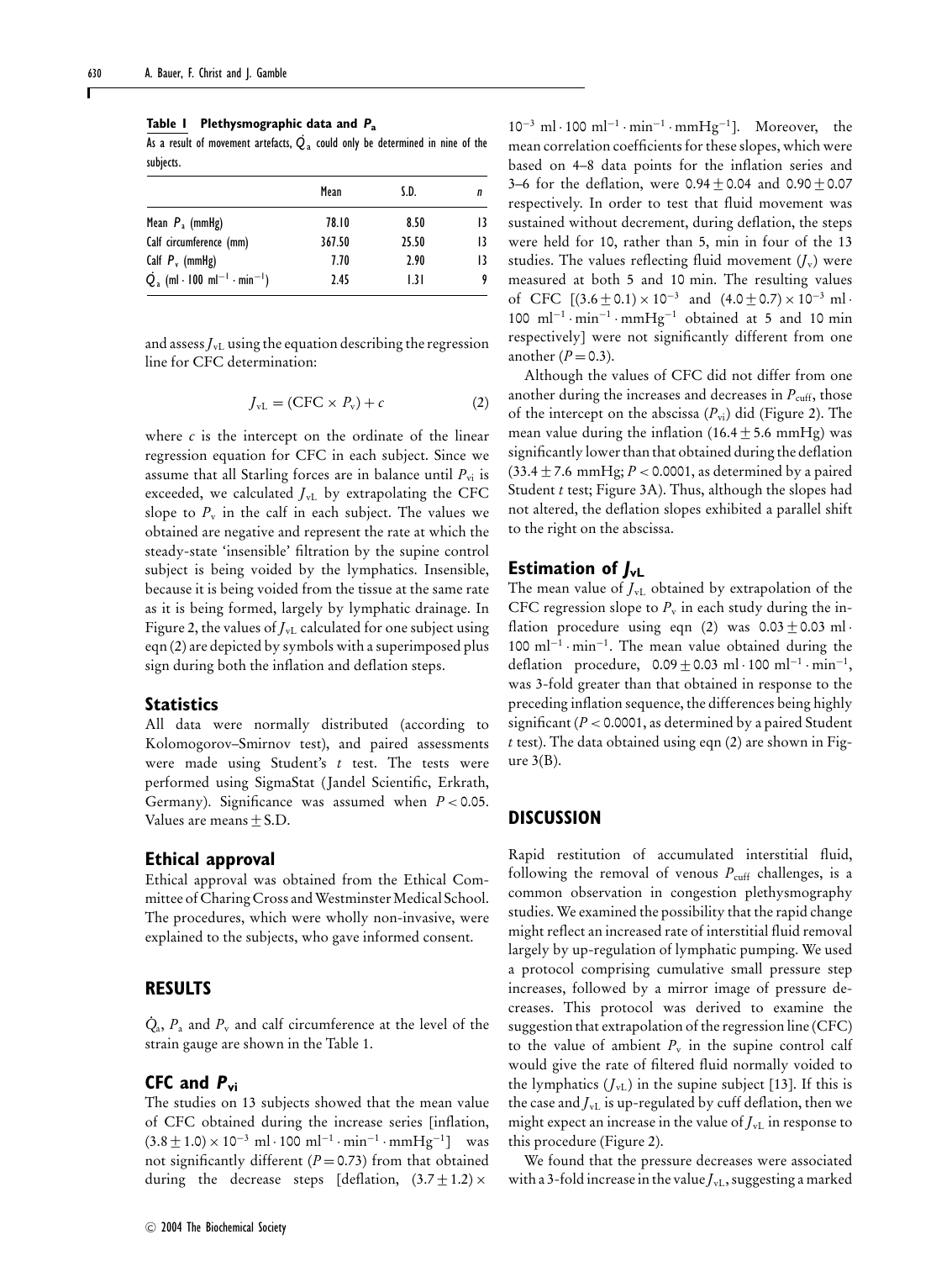**Table 1 Plethysmographic data and $P_a$**

As a result of movement artefacts, $\dot{Q}_a$ could only be determined in nine of the subjects.

| | Mean | S.D. | $n$ |
|---|---|---|---|
| Mean $P_a$ (mmHg) | 78.10 | 8.50 | 13 |
| Calf circumference (mm) | 367.50 | 25.50 | 13 |
| Calf $P_v$ (mmHg) | 7.70 | 2.90 | 13 |
| $\dot{Q}_a$ (ml · 100 ml$^{-1}$ · min$^{-1}$) | 2.45 | 1.31 | 9 |

and assess $J_{vL}$ using the equation describing the regression line for CFC determination:

$$J_{vL} = (\text{CFC} \times P_v) + c \quad (2)$$

where $c$ is the intercept on the ordinate of the linear regression equation for CFC in each subject. Since we assume that all Starling forces are in balance until $P_{vi}$ is exceeded, we calculated $J_{vL}$ by extrapolating the CFC slope to $P_v$ in the calf in each subject. The values we obtained are negative and represent the rate at which the steady-state 'insensible' filtration by the supine control subject is being voided by the lymphatics. Insensible, because it is being voided from the tissue at the same rate as it is being formed, largely by lymphatic drainage. In Figure 2, the values of $J_{vL}$ calculated for one subject using eqn (2) are depicted by symbols with a superimposed plus sign during both the inflation and deflation steps.

### Statistics

All data were normally distributed (according to Kolomogorov–Smirnov test), and paired assessments were made using Student's $t$ test. The tests were performed using SigmaStat (Jandel Scientific, Erkrath, Germany). Significance was assumed when $P < 0.05$. Values are means ± S.D.

### Ethical approval

Ethical approval was obtained from the Ethical Committee of Charing Cross and Westminster Medical School. The procedures, which were wholly non-invasive, were explained to the subjects, who gave informed consent.

## RESULTS

$\dot{Q}_a$, $P_a$ and $P_v$ and calf circumference at the level of the strain gauge are shown in the Table 1.

### CFC and $P_{vi}$

The studies on 13 subjects showed that the mean value of CFC obtained during the increase series [inflation, $(3.8 \pm 1.0) \times 10^{-3}$ ml · 100 ml$^{-1}$ · min$^{-1}$ · mmHg$^{-1}$] was not significantly different ($P = 0.73$) from that obtained during the decrease steps [deflation, $(3.7 \pm 1.2) \times 10^{-3}$ ml · 100 ml$^{-1}$ · min$^{-1}$ · mmHg$^{-1}$]. Moreover, the mean correlation coefficients for these slopes, which were based on 4–8 data points for the inflation series and 3–6 for the deflation, were $0.94 \pm 0.04$ and $0.90 \pm 0.07$ respectively. In order to test that fluid movement was sustained without decrement, during deflation, the steps were held for 10, rather than 5, min in four of the 13 studies. The values reflecting fluid movement ($J_v$) were measured at both 5 and 10 min. The resulting values of CFC [$(3.6 \pm 0.1) \times 10^{-3}$ and $(4.0 \pm 0.7) \times 10^{-3}$ ml · 100 ml$^{-1}$ · min$^{-1}$ · mmHg$^{-1}$ obtained at 5 and 10 min respectively] were not significantly different from one another ($P = 0.3$).

Although the values of CFC did not differ from one another during the increases and decreases in $P_{cuff}$, those of the intercept on the abscissa ($P_{vi}$) did (Figure 2). The mean value during the inflation ($16.4 \pm 5.6$ mmHg) was significantly lower than that obtained during the deflation ($33.4 \pm 7.6$ mmHg; $P < 0.0001$, as determined by a paired Student $t$ test; Figure 3A). Thus, although the slopes had not altered, the deflation slopes exhibited a parallel shift to the right on the abscissa.

### Estimation of $J_{vL}$

The mean value of $J_{vL}$ obtained by extrapolation of the CFC regression slope to $P_v$ in each study during the inflation procedure using eqn (2) was $0.03 \pm 0.03$ ml · 100 ml$^{-1}$ · min$^{-1}$. The mean value obtained during the deflation procedure, $0.09 \pm 0.03$ ml · 100 ml$^{-1}$ · min$^{-1}$, was 3-fold greater than that obtained in response to the preceding inflation sequence, the differences being highly significant ($P < 0.0001$, as determined by a paired Student $t$ test). The data obtained using eqn (2) are shown in Figure 3(B).

## DISCUSSION

Rapid restitution of accumulated interstitial fluid, following the removal of venous $P_{cuff}$ challenges, is a common observation in congestion plethysmography studies. We examined the possibility that the rapid change might reflect an increased rate of interstitial fluid removal largely by up-regulation of lymphatic pumping. We used a protocol comprising cumulative small pressure step increases, followed by a mirror image of pressure decreases. This protocol was derived to examine the suggestion that extrapolation of the regression line (CFC) to the value of ambient $P_v$ in the supine control calf would give the rate of filtered fluid normally voided to the lymphatics ($J_{vL}$) in the supine subject [13]. If this is the case and $J_{vL}$ is up-regulated by cuff deflation, then we might expect an increase in the value of $J_{vL}$ in response to this procedure (Figure 2).

We found that the pressure decreases were associated with a 3-fold increase in the value $J_{vL}$, suggesting a marked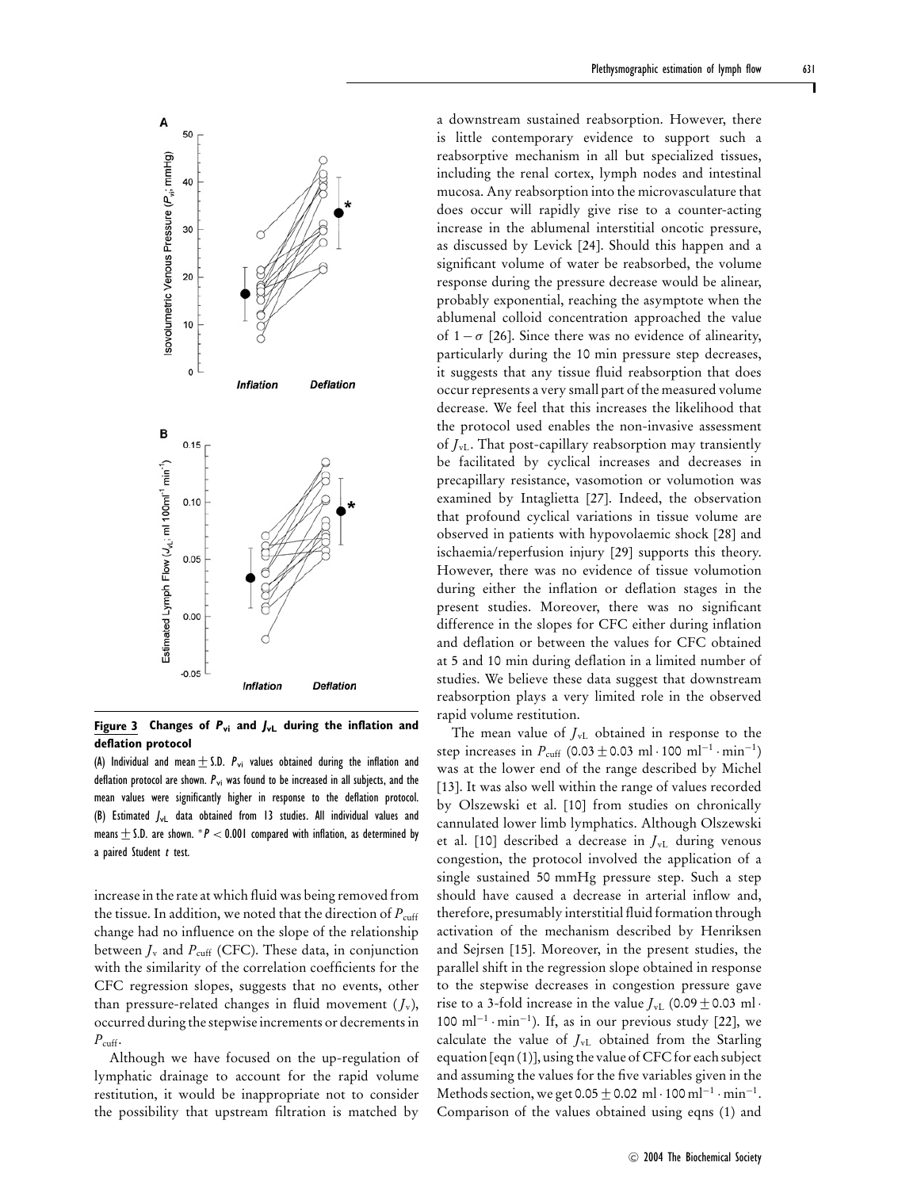**Figure 3 Changes of $P_{vi}$ and $J_{vL}$ during the inflation and deflation protocol**

(A) Individual and mean $\pm$ S.D. $P_{vi}$ values obtained during the inflation and deflation protocol are shown. $P_{vi}$ was found to be increased in all subjects, and the mean values were significantly higher in response to the deflation protocol. (B) Estimated $J_{vL}$ data obtained from 13 studies. All individual values and means $\pm$ S.D. are shown. \*$P < 0.001$ compared with inflation, as determined by a paired Student *t* test.

increase in the rate at which fluid was being removed from the tissue. In addition, we noted that the direction of $P_{cuff}$ change had no influence on the slope of the relationship between $J_v$ and $P_{cuff}$ (CFC). These data, in conjunction with the similarity of the correlation coefficients for the CFC regression slopes, suggests that no events, other than pressure-related changes in fluid movement ($J_v$), occurred during the stepwise increments or decrements in $P_{cuff}$.

Although we have focused on the up-regulation of lymphatic drainage to account for the rapid volume restitution, it would be inappropriate not to consider the possibility that upstream filtration is matched by a downstream sustained reabsorption. However, there is little contemporary evidence to support such a reabsorptive mechanism in all but specialized tissues, including the renal cortex, lymph nodes and intestinal mucosa. Any reabsorption into the microvasculature that does occur will rapidly give rise to a counter-acting increase in the ablumenal interstitial oncotic pressure, as discussed by Levick [24]. Should this happen and a significant volume of water be reabsorbed, the volume response during the pressure decrease would be alinear, probably exponential, reaching the asymptote when the ablumenal colloid concentration approached the value of $1 - \sigma$ [26]. Since there was no evidence of alinearity, particularly during the 10 min pressure step decreases, it suggests that any tissue fluid reabsorption that does occur represents a very small part of the measured volume decrease. We feel that this increases the likelihood that the protocol used enables the non-invasive assessment of $J_{vL}$. That post-capillary reabsorption may transiently be facilitated by cyclical increases and decreases in precapillary resistance, vasomotion or volumotion was examined by Intaglietta [27]. Indeed, the observation that profound cyclical variations in tissue volume are observed in patients with hypovolaemic shock [28] and ischaemia/reperfusion injury [29] supports this theory. However, there was no evidence of tissue volumotion during either the inflation or deflation stages in the present studies. Moreover, there was no significant difference in the slopes for CFC either during inflation and deflation or between the values for CFC obtained at 5 and 10 min during deflation in a limited number of studies. We believe these data suggest that downstream reabsorption plays a very limited role in the observed rapid volume restitution.

The mean value of $J_{vL}$ obtained in response to the step increases in $P_{cuff}$ ($0.03 \pm 0.03$ ml $\cdot$ 100 ml$^{-1}$ $\cdot$ min$^{-1}$) was at the lower end of the range described by Michel [13]. It was also well within the range of values recorded by Olszewski et al. [10] from studies on chronically cannulated lower limb lymphatics. Although Olszewski et al. [10] described a decrease in $J_{vL}$ during venous congestion, the protocol involved the application of a single sustained 50 mmHg pressure step. Such a step should have caused a decrease in arterial inflow and, therefore, presumably interstitial fluid formation through activation of the mechanism described by Henriksen and Sejrsen [15]. Moreover, in the present studies, the parallel shift in the regression slope obtained in response to the stepwise decreases in congestion pressure gave rise to a 3-fold increase in the value $J_{vL}$ ($0.09 \pm 0.03$ ml $\cdot$ 100 ml$^{-1}$ $\cdot$ min$^{-1}$). If, as in our previous study [22], we calculate the value of $J_{vL}$ obtained from the Starling equation [eqn (1)], using the value of CFC for each subject and assuming the values for the five variables given in the Methods section, we get $0.05 \pm 0.02$ ml $\cdot$ 100 ml$^{-1}$ $\cdot$ min$^{-1}$. Comparison of the values obtained using eqns (1) and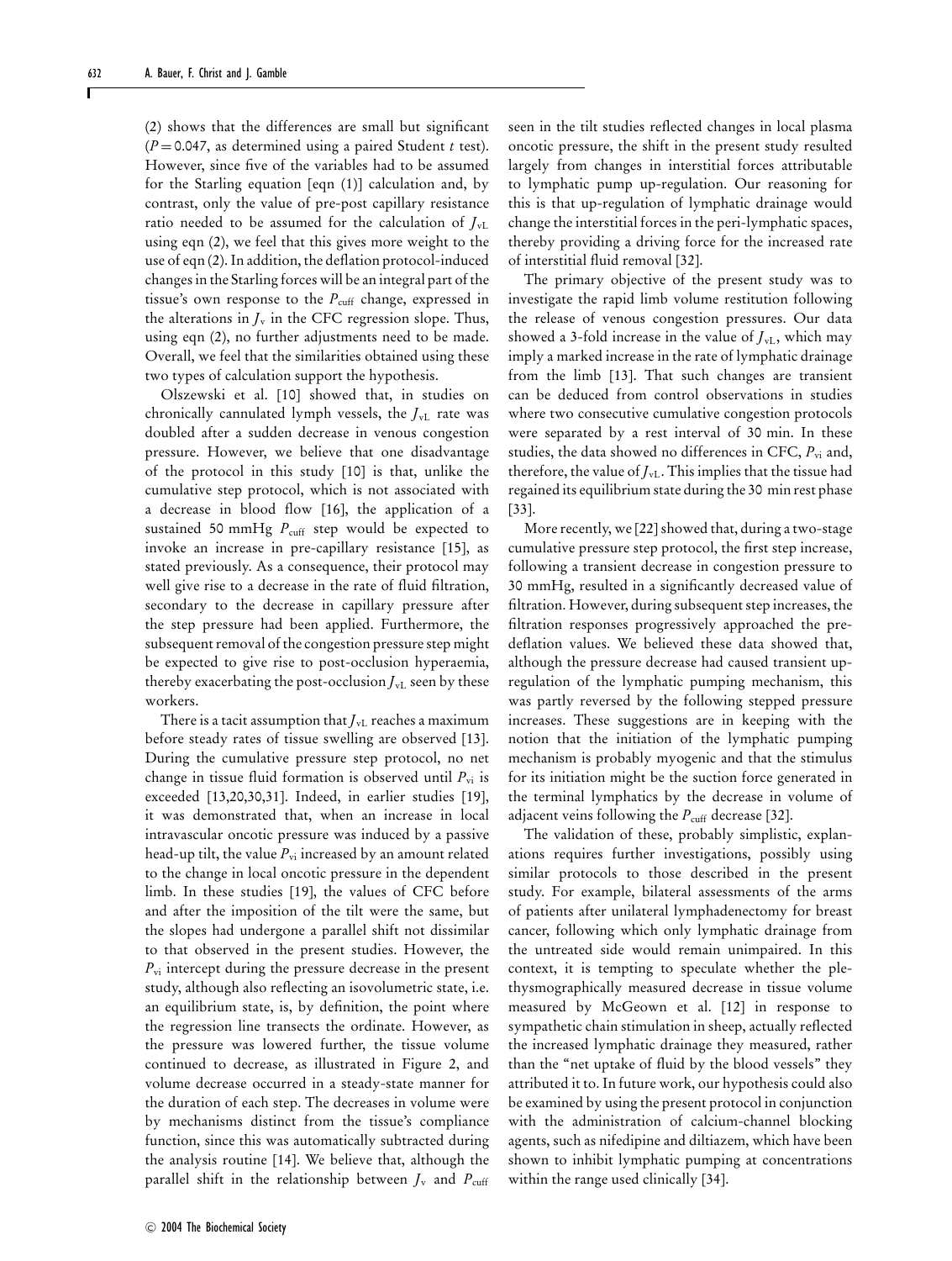(2) shows that the differences are small but significant ($P = 0.047$, as determined using a paired Student $t$ test). However, since five of the variables had to be assumed for the Starling equation [eqn (1)] calculation and, by contrast, only the value of pre-post capillary resistance ratio needed to be assumed for the calculation of $J_{vL}$ using eqn (2), we feel that this gives more weight to the use of eqn (2). In addition, the deflation protocol-induced changes in the Starling forces will be an integral part of the tissue's own response to the $P_{cuff}$ change, expressed in the alterations in $J_v$ in the CFC regression slope. Thus, using eqn (2), no further adjustments need to be made. Overall, we feel that the similarities obtained using these two types of calculation support the hypothesis.

Olszewski et al. [10] showed that, in studies on chronically cannulated lymph vessels, the $J_{vL}$ rate was doubled after a sudden decrease in venous congestion pressure. However, we believe that one disadvantage of the protocol in this study [10] is that, unlike the cumulative step protocol, which is not associated with a decrease in blood flow [16], the application of a sustained 50 mmHg $P_{cuff}$ step would be expected to invoke an increase in pre-capillary resistance [15], as stated previously. As a consequence, their protocol may well give rise to a decrease in the rate of fluid filtration, secondary to the decrease in capillary pressure after the step pressure had been applied. Furthermore, the subsequent removal of the congestion pressure step might be expected to give rise to post-occlusion hyperaemia, thereby exacerbating the post-occlusion $J_{vL}$ seen by these workers.

There is a tacit assumption that $J_{vL}$ reaches a maximum before steady rates of tissue swelling are observed [13]. During the cumulative pressure step protocol, no net change in tissue fluid formation is observed until $P_{vi}$ is exceeded [13,20,30,31]. Indeed, in earlier studies [19], it was demonstrated that, when an increase in local intravascular oncotic pressure was induced by a passive head-up tilt, the value $P_{vi}$ increased by an amount related to the change in local oncotic pressure in the dependent limb. In these studies [19], the values of CFC before and after the imposition of the tilt were the same, but the slopes had undergone a parallel shift not dissimilar to that observed in the present studies. However, the $P_{vi}$ intercept during the pressure decrease in the present study, although also reflecting an isovolumetric state, i.e. an equilibrium state, is, by definition, the point where the regression line transects the ordinate. However, as the pressure was lowered further, the tissue volume continued to decrease, as illustrated in Figure 2, and volume decrease occurred in a steady-state manner for the duration of each step. The decreases in volume were by mechanisms distinct from the tissue's compliance function, since this was automatically subtracted during the analysis routine [14]. We believe that, although the parallel shift in the relationship between $J_v$ and $P_{cuff}$ seen in the tilt studies reflected changes in local plasma oncotic pressure, the shift in the present study resulted largely from changes in interstitial forces attributable to lymphatic pump up-regulation. Our reasoning for this is that up-regulation of lymphatic drainage would change the interstitial forces in the peri-lymphatic spaces, thereby providing a driving force for the increased rate of interstitial fluid removal [32].

The primary objective of the present study was to investigate the rapid limb volume restitution following the release of venous congestion pressures. Our data showed a 3-fold increase in the value of $J_{vL}$, which may imply a marked increase in the rate of lymphatic drainage from the limb [13]. That such changes are transient can be deduced from control observations in studies where two consecutive cumulative congestion protocols were separated by a rest interval of 30 min. In these studies, the data showed no differences in CFC, $P_{vi}$ and, therefore, the value of $J_{vL}$. This implies that the tissue had regained its equilibrium state during the 30 min rest phase [33].

More recently, we [22] showed that, during a two-stage cumulative pressure step protocol, the first step increase, following a transient decrease in congestion pressure to 30 mmHg, resulted in a significantly decreased value of filtration. However, during subsequent step increases, the filtration responses progressively approached the pre-deflation values. We believed these data showed that, although the pressure decrease had caused transient up-regulation of the lymphatic pumping mechanism, this was partly reversed by the following stepped pressure increases. These suggestions are in keeping with the notion that the initiation of the lymphatic pumping mechanism is probably myogenic and that the stimulus for its initiation might be the suction force generated in the terminal lymphatics by the decrease in volume of adjacent veins following the $P_{cuff}$ decrease [32].

The validation of these, probably simplistic, explanations requires further investigations, possibly using similar protocols to those described in the present study. For example, bilateral assessments of the arms of patients after unilateral lymphadenectomy for breast cancer, following which only lymphatic drainage from the untreated side would remain unimpaired. In this context, it is tempting to speculate whether the plethysmographically measured decrease in tissue volume measured by McGeown et al. [12] in response to sympathetic chain stimulation in sheep, actually reflected the increased lymphatic drainage they measured, rather than the "net uptake of fluid by the blood vessels" they attributed it to. In future work, our hypothesis could also be examined by using the present protocol in conjunction with the administration of calcium-channel blocking agents, such as nifedipine and diltiazem, which have been shown to inhibit lymphatic pumping at concentrations within the range used clinically [34].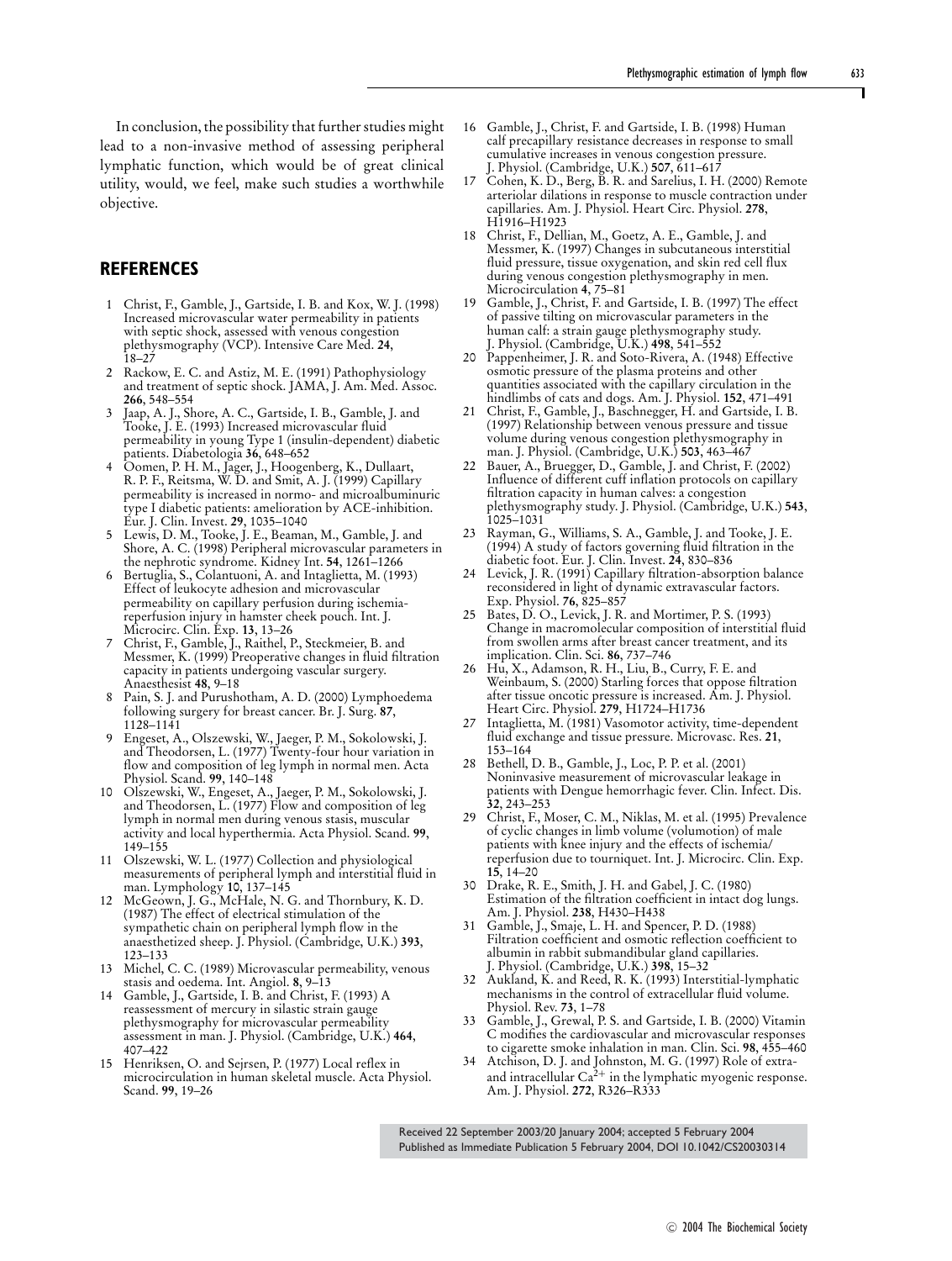In conclusion, the possibility that further studies might lead to a non-invasive method of assessing peripheral lymphatic function, which would be of great clinical utility, would, we feel, make such studies a worthwhile objective.

## REFERENCES

1. Christ, F., Gamble, J., Gartside, I. B. and Kox, W. J. (1998) Increased microvascular water permeability in patients with septic shock, assessed with venous congestion plethysmography (VCP). Intensive Care Med. **24**, 18–27
2. Rackow, E. C. and Astiz, M. E. (1991) Pathophysiology and treatment of septic shock. JAMA, J. Am. Med. Assoc. **266**, 548–554
3. Jaap, A. J., Shore, A. C., Gartside, I. B., Gamble, J. and Tooke, J. E. (1993) Increased microvascular fluid permeability in young Type 1 (insulin-dependent) diabetic patients. Diabetologia **36**, 648–652
4. Oomen, P. H. M., Jager, J., Hoogenberg, K., Dullaart, R. P. F., Reitsma, W. D. and Smit, A. J. (1999) Capillary permeability is increased in normo- and microalbuminuric type I diabetic patients: amelioration by ACE-inhibition. Eur. J. Clin. Invest. **29**, 1035–1040
5. Lewis, D. M., Tooke, J. E., Beaman, M., Gamble, J. and Shore, A. C. (1998) Peripheral microvascular parameters in the nephrotic syndrome. Kidney Int. **54**, 1261–1266
6. Bertuglia, S., Colantuoni, A. and Intaglietta, M. (1993) Effect of leukocyte adhesion and microvascular permeability on capillary perfusion during ischemia-reperfusion injury in hamster cheek pouch. Int. J. Microcirc. Clin. Exp. **13**, 13–26
7. Christ, F., Gamble, J., Raithel, P., Steckmeier, B. and Messmer, K. (1999) Preoperative changes in fluid filtration capacity in patients undergoing vascular surgery. Anaesthesist **48**, 9–18
8. Pain, S. J. and Purushotham, A. D. (2000) Lymphoedema following surgery for breast cancer. Br. J. Surg. **87**, 1128–1141
9. Engeset, A., Olszewski, W., Jaeger, P. M., Sokolowski, J. and Theodorsen, L. (1977) Twenty-four hour variation in flow and composition of leg lymph in normal men. Acta Physiol. Scand. **99**, 140–148
10. Olszewski, W., Engeset, A., Jaeger, P. M., Sokolowski, J. and Theodorsen, L. (1977) Flow and composition of leg lymph in normal men during venous stasis, muscular activity and local hyperthermia. Acta Physiol. Scand. **99**, 149–155
11. Olszewski, W. L. (1977) Collection and physiological measurements of peripheral lymph and interstitial fluid in man. Lymphology **10**, 137–145
12. McGeown, J. G., McHale, N. G. and Thornbury, K. D. (1987) The effect of electrical stimulation of the sympathetic chain on peripheral lymph flow in the anaesthetized sheep. J. Physiol. (Cambridge, U.K.) **393**, 123–133
13. Michel, C. C. (1989) Microvascular permeability, venous stasis and oedema. Int. Angiol. **8**, 9–13
14. Gamble, J., Gartside, I. B. and Christ, F. (1993) A reassessment of mercury in silastic strain gauge plethysmography for microvascular permeability assessment in man. J. Physiol. (Cambridge, U.K.) **464**, 407–422
15. Henriksen, O. and Sejrsen, P. (1977) Local reflex in microcirculation in human skeletal muscle. Acta Physiol. Scand. **99**, 19–26
16. Gamble, J., Christ, F. and Gartside, I. B. (1998) Human calf precapillary resistance decreases in response to small cumulative increases in venous congestion pressure. J. Physiol. (Cambridge, U.K.) **507**, 611–617
17. Cohen, K. D., Berg, B. R. and Sarelius, I. H. (2000) Remote arteriolar dilations in response to muscle contraction under capillaries. Am. J. Physiol. Heart Circ. Physiol. **278**, H1916–H1923
18. Christ, F., Dellian, M., Goetz, A. E., Gamble, J. and Messmer, K. (1997) Changes in subcutaneous interstitial fluid pressure, tissue oxygenation, and skin red cell flux during venous congestion plethysmography in men. Microcirculation **4**, 75–81
19. Gamble, J., Christ, F. and Gartside, I. B. (1997) The effect of passive tilting on microvascular parameters in the human calf: a strain gauge plethysmography study. J. Physiol. (Cambridge, U.K.) **498**, 541–552
20. Pappenheimer, J. R. and Soto-Rivera, A. (1948) Effective osmotic pressure of the plasma proteins and other quantities associated with the capillary circulation in the hindlimbs of cats and dogs. Am. J. Physiol. **152**, 471–491
21. Christ, F., Gamble, J., Baschnegger, H. and Gartside, I. B. (1997) Relationship between venous pressure and tissue volume during venous congestion plethysmography in man. J. Physiol. (Cambridge, U.K.) **503**, 463–467
22. Bauer, A., Bruegger, D., Gamble, J. and Christ, F. (2002) Influence of different cuff inflation protocols on capillary filtration capacity in human calves: a congestion plethysmography study. J. Physiol. (Cambridge, U.K.) **543**, 1025–1031
23. Rayman, G., Williams, S. A., Gamble, J. and Tooke, J. E. (1994) A study of factors governing fluid filtration in the diabetic foot. Eur. J. Clin. Invest. **24**, 830–836
24. Levick, J. R. (1991) Capillary filtration-absorption balance reconsidered in light of dynamic extravascular factors. Exp. Physiol. **76**, 825–857
25. Bates, D. O., Levick, J. R. and Mortimer, P. S. (1993) Change in macromolecular composition of interstitial fluid from swollen arms after breast cancer treatment, and its implication. Clin. Sci. **86**, 737–746
26. Hu, X., Adamson, R. H., Liu, B., Curry, F. E. and Weinbaum, S. (2000) Starling forces that oppose filtration after tissue oncotic pressure is increased. Am. J. Physiol. Heart Circ. Physiol. **279**, H1724–H1736
27. Intaglietta, M. (1981) Vasomotor activity, time-dependent fluid exchange and tissue pressure. Microvasc. Res. **21**, 153–164
28. Bethell, D. B., Gamble, J., Loc, P. P. et al. (2001) Noninvasive measurement of microvascular leakage in patients with Dengue hemorrhagic fever. Clin. Infect. Dis. **32**, 243–253
29. Christ, F., Moser, C. M., Niklas, M. et al. (1995) Prevalence of cyclic changes in limb volume (volumotion) of male patients with knee injury and the effects of ischemia/reperfusion due to tourniquet. Int. J. Microcirc. Clin. Exp. **15**, 14–20
30. Drake, R. E., Smith, J. H. and Gabel, J. C. (1980) Estimation of the filtration coefficient in intact dog lungs. Am. J. Physiol. **238**, H430–H438
31. Gamble, J., Smaje, L. H. and Spencer, P. D. (1988) Filtration coefficient and osmotic reflection coefficient to albumin in rabbit submandibular gland capillaries. J. Physiol. (Cambridge, U.K.) **398**, 15–32
32. Aukland, K. and Reed, R. K. (1993) Interstitial-lymphatic mechanisms in the control of extracellular fluid volume. Physiol. Rev. **73**, 1–78
33. Gamble, J., Grewal, P. S. and Gartside, I. B. (2000) Vitamin C modifies the cardiovascular and microvascular responses to cigarette smoke inhalation in man. Clin. Sci. **98**, 455–460
34. Atchison, D. J. and Johnston, M. G. (1997) Role of extra- and intracellular $Ca^{2+}$ in the lymphatic myogenic response. Am. J. Physiol. **272**, R326–R333

Received 22 September 2003/20 January 2004; accepted 5 February 2004
Published as Immediate Publication 5 February 2004, DOI 10.1042/CS20030314